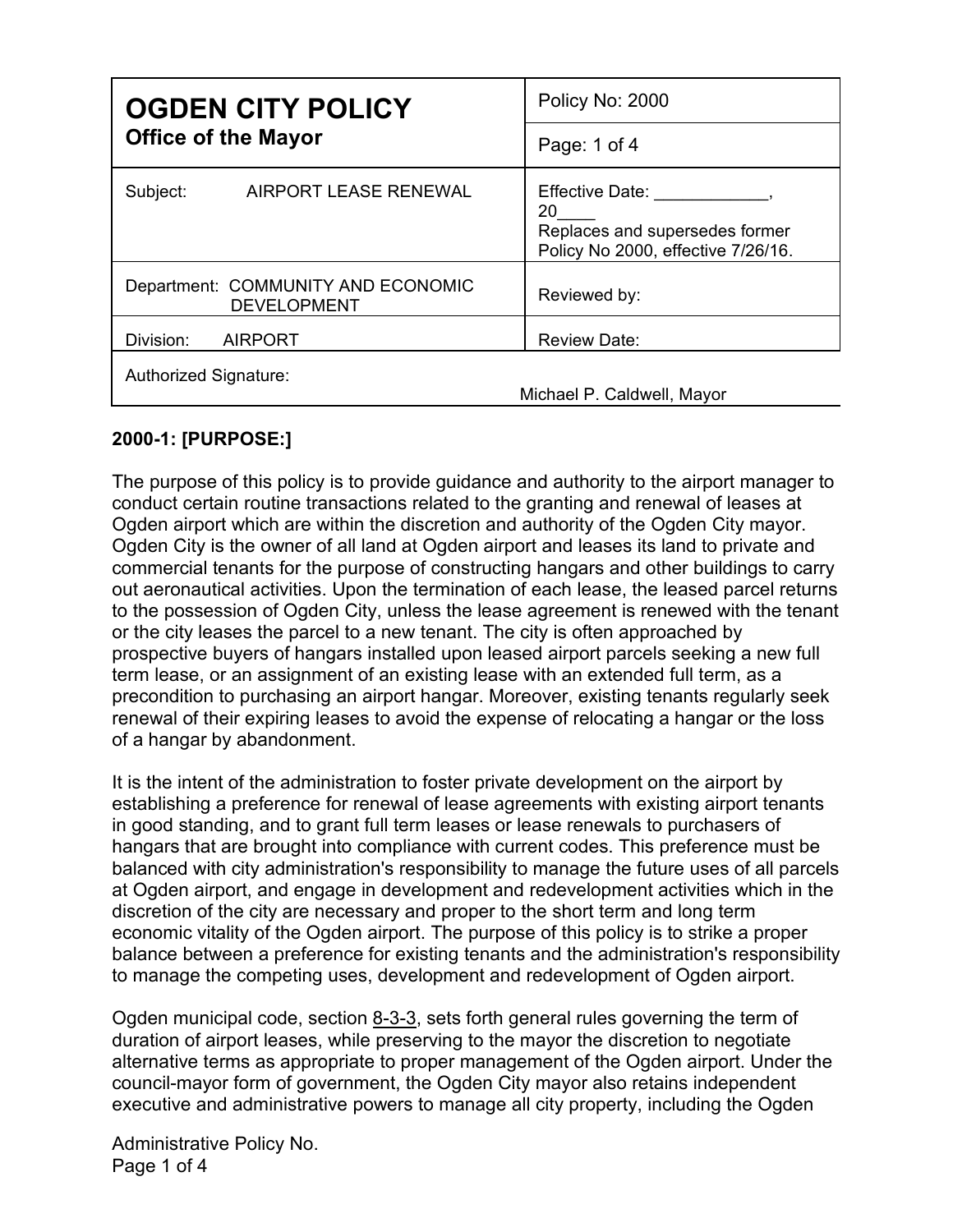| **OGDEN CITY POLICY**<br>**Office of the Mayor** | Policy No: 2000 |
|---|---|
| | Page: 1 of 4 |
| Subject: AIRPORT LEASE RENEWAL | Effective Date: ____________, 20____<br>Replaces and supersedes former Policy No 2000, effective 7/26/16. |
| Department: COMMUNITY AND ECONOMIC DEVELOPMENT | Reviewed by: |
| Division: AIRPORT | Review Date: |
| Authorized Signature: Michael P. Caldwell, Mayor | |

**2000-1: [PURPOSE:]**

The purpose of this policy is to provide guidance and authority to the airport manager to conduct certain routine transactions related to the granting and renewal of leases at Ogden airport which are within the discretion and authority of the Ogden City mayor. Ogden City is the owner of all land at Ogden airport and leases its land to private and commercial tenants for the purpose of constructing hangars and other buildings to carry out aeronautical activities. Upon the termination of each lease, the leased parcel returns to the possession of Ogden City, unless the lease agreement is renewed with the tenant or the city leases the parcel to a new tenant. The city is often approached by prospective buyers of hangars installed upon leased airport parcels seeking a new full term lease, or an assignment of an existing lease with an extended full term, as a precondition to purchasing an airport hangar. Moreover, existing tenants regularly seek renewal of their expiring leases to avoid the expense of relocating a hangar or the loss of a hangar by abandonment.

It is the intent of the administration to foster private development on the airport by establishing a preference for renewal of lease agreements with existing airport tenants in good standing, and to grant full term leases or lease renewals to purchasers of hangars that are brought into compliance with current codes. This preference must be balanced with city administration's responsibility to manage the future uses of all parcels at Ogden airport, and engage in development and redevelopment activities which in the discretion of the city are necessary and proper to the short term and long term economic vitality of the Ogden airport. The purpose of this policy is to strike a proper balance between a preference for existing tenants and the administration's responsibility to manage the competing uses, development and redevelopment of Ogden airport.

Ogden municipal code, section 8-3-3, sets forth general rules governing the term of duration of airport leases, while preserving to the mayor the discretion to negotiate alternative terms as appropriate to proper management of the Ogden airport. Under the council-mayor form of government, the Ogden City mayor also retains independent executive and administrative powers to manage all city property, including the Ogden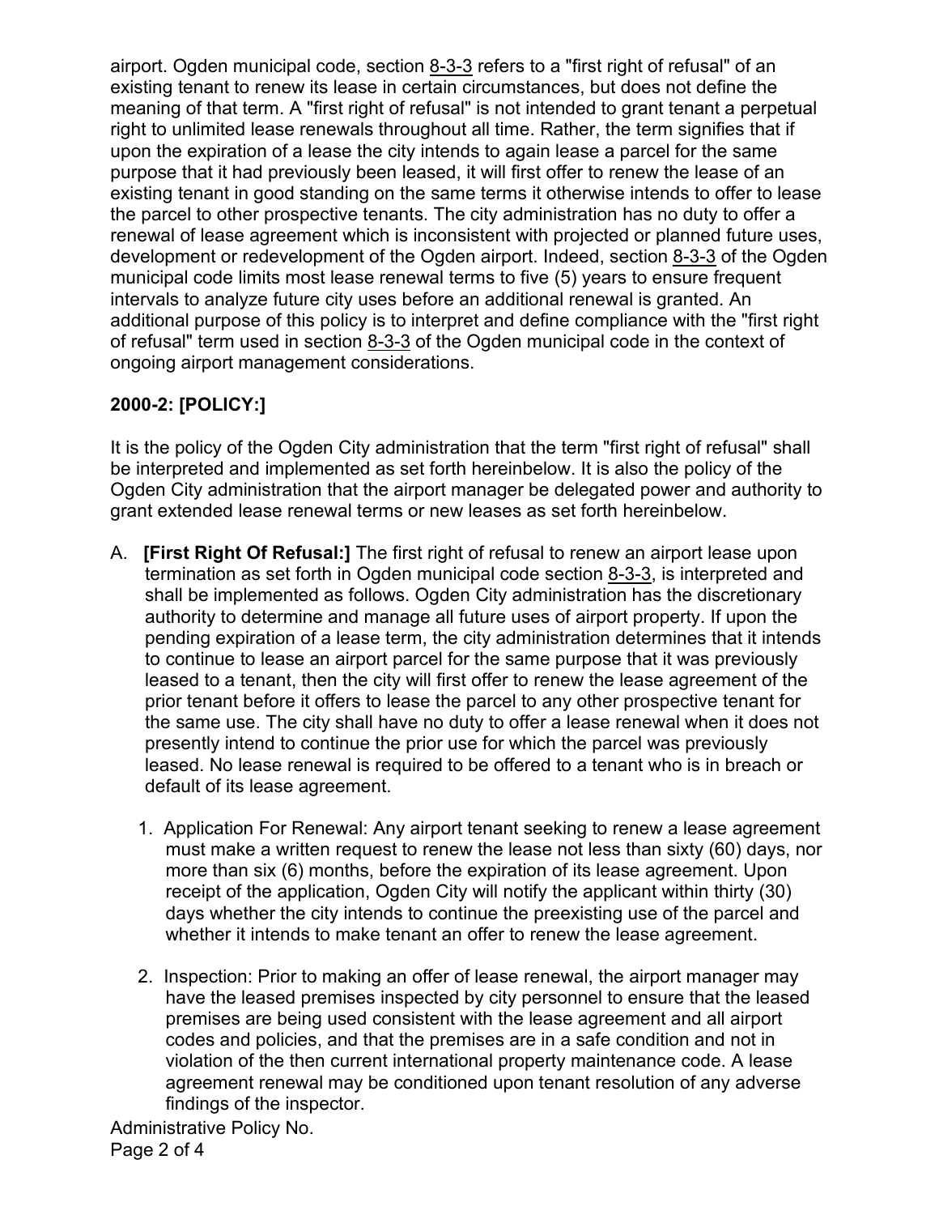airport. Ogden municipal code, section 8-3-3 refers to a "first right of refusal" of an existing tenant to renew its lease in certain circumstances, but does not define the meaning of that term. A "first right of refusal" is not intended to grant tenant a perpetual right to unlimited lease renewals throughout all time. Rather, the term signifies that if upon the expiration of a lease the city intends to again lease a parcel for the same purpose that it had previously been leased, it will first offer to renew the lease of an existing tenant in good standing on the same terms it otherwise intends to offer to lease the parcel to other prospective tenants. The city administration has no duty to offer a renewal of lease agreement which is inconsistent with projected or planned future uses, development or redevelopment of the Ogden airport. Indeed, section 8-3-3 of the Ogden municipal code limits most lease renewal terms to five (5) years to ensure frequent intervals to analyze future city uses before an additional renewal is granted. An additional purpose of this policy is to interpret and define compliance with the "first right of refusal" term used in section 8-3-3 of the Ogden municipal code in the context of ongoing airport management considerations.

**2000-2: [POLICY:]**

It is the policy of the Ogden City administration that the term "first right of refusal" shall be interpreted and implemented as set forth hereinbelow. It is also the policy of the Ogden City administration that the airport manager be delegated power and authority to grant extended lease renewal terms or new leases as set forth hereinbelow.

A. **[First Right Of Refusal:]** The first right of refusal to renew an airport lease upon termination as set forth in Ogden municipal code section 8-3-3, is interpreted and shall be implemented as follows. Ogden City administration has the discretionary authority to determine and manage all future uses of airport property. If upon the pending expiration of a lease term, the city administration determines that it intends to continue to lease an airport parcel for the same purpose that it was previously leased to a tenant, then the city will first offer to renew the lease agreement of the prior tenant before it offers to lease the parcel to any other prospective tenant for the same use. The city shall have no duty to offer a lease renewal when it does not presently intend to continue the prior use for which the parcel was previously leased. No lease renewal is required to be offered to a tenant who is in breach or default of its lease agreement.

   1. Application For Renewal: Any airport tenant seeking to renew a lease agreement must make a written request to renew the lease not less than sixty (60) days, nor more than six (6) months, before the expiration of its lease agreement. Upon receipt of the application, Ogden City will notify the applicant within thirty (30) days whether the city intends to continue the preexisting use of the parcel and whether it intends to make tenant an offer to renew the lease agreement.

   2. Inspection: Prior to making an offer of lease renewal, the airport manager may have the leased premises inspected by city personnel to ensure that the leased premises are being used consistent with the lease agreement and all airport codes and policies, and that the premises are in a safe condition and not in violation of the then current international property maintenance code. A lease agreement renewal may be conditioned upon tenant resolution of any adverse findings of the inspector.

Administrative Policy No.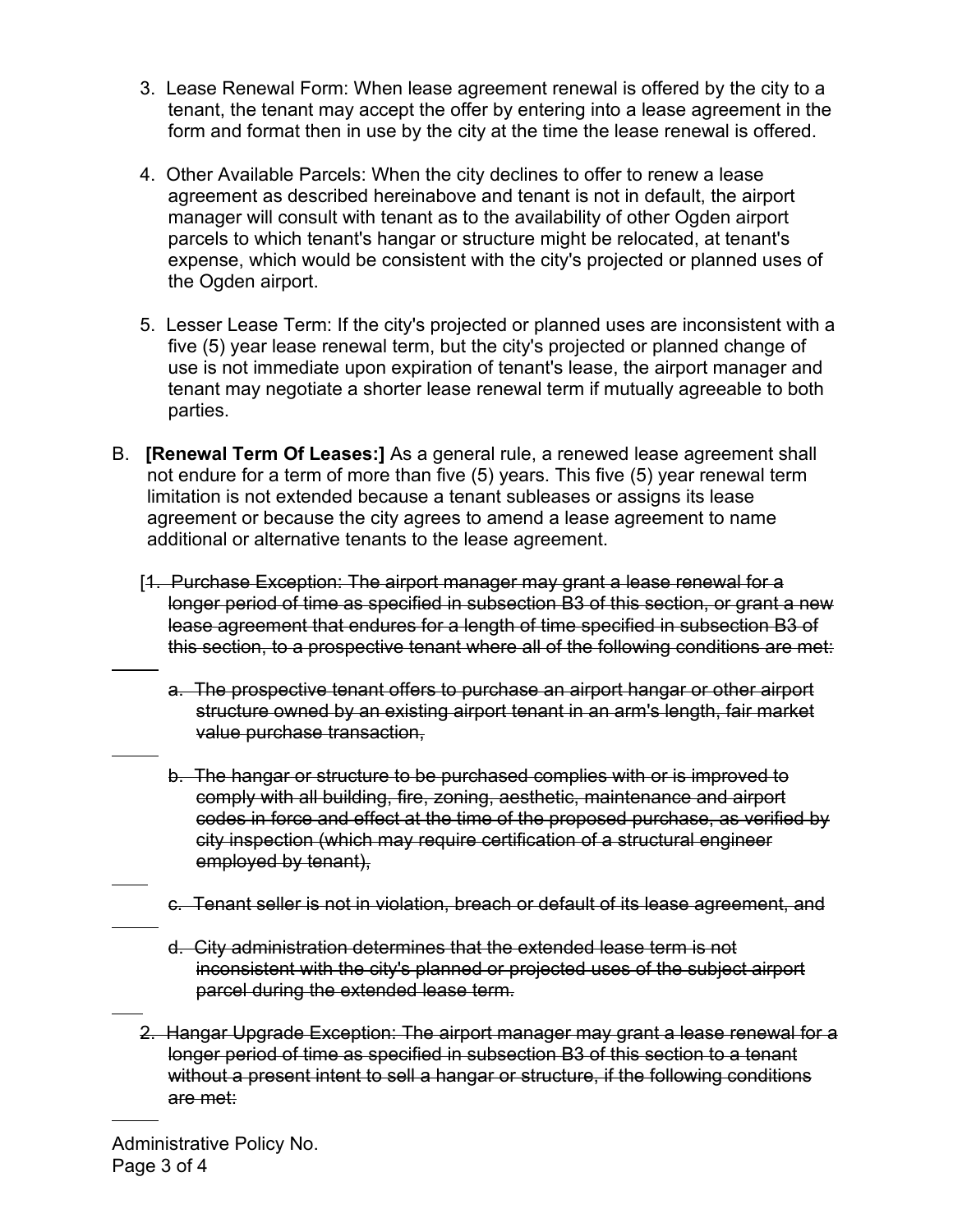3. Lease Renewal Form: When lease agreement renewal is offered by the city to a tenant, the tenant may accept the offer by entering into a lease agreement in the form and format then in use by the city at the time the lease renewal is offered.

4. Other Available Parcels: When the city declines to offer to renew a lease agreement as described hereinabove and tenant is not in default, the airport manager will consult with tenant as to the availability of other Ogden airport parcels to which tenant's hangar or structure might be relocated, at tenant's expense, which would be consistent with the city's projected or planned uses of the Ogden airport.

5. Lesser Lease Term: If the city's projected or planned uses are inconsistent with a five (5) year lease renewal term, but the city's projected or planned change of use is not immediate upon expiration of tenant's lease, the airport manager and tenant may negotiate a shorter lease renewal term if mutually agreeable to both parties.

B. **[Renewal Term Of Leases:]** As a general rule, a renewed lease agreement shall not endure for a term of more than five (5) years. This five (5) year renewal term limitation is not extended because a tenant subleases or assigns its lease agreement or because the city agrees to amend a lease agreement to name additional or alternative tenants to the lease agreement.

[~~1. Purchase Exception: The airport manager may grant a lease renewal for a longer period of time as specified in subsection B3 of this section, or grant a new lease agreement that endures for a length of time specified in subsection B3 of this section, to a prospective tenant where all of the following conditions are met:~~

~~a. The prospective tenant offers to purchase an airport hangar or other airport structure owned by an existing airport tenant in an arm's length, fair market value purchase transaction,~~

~~b. The hangar or structure to be purchased complies with or is improved to comply with all building, fire, zoning, aesthetic, maintenance and airport codes in force and effect at the time of the proposed purchase, as verified by city inspection (which may require certification of a structural engineer employed by tenant),~~

~~c. Tenant seller is not in violation, breach or default of its lease agreement, and~~

~~d. City administration determines that the extended lease term is not inconsistent with the city's planned or projected uses of the subject airport parcel during the extended lease term.~~

~~2. Hangar Upgrade Exception: The airport manager may grant a lease renewal for a longer period of time as specified in subsection B3 of this section to a tenant without a present intent to sell a hangar or structure, if the following conditions are met:~~

Administrative Policy No.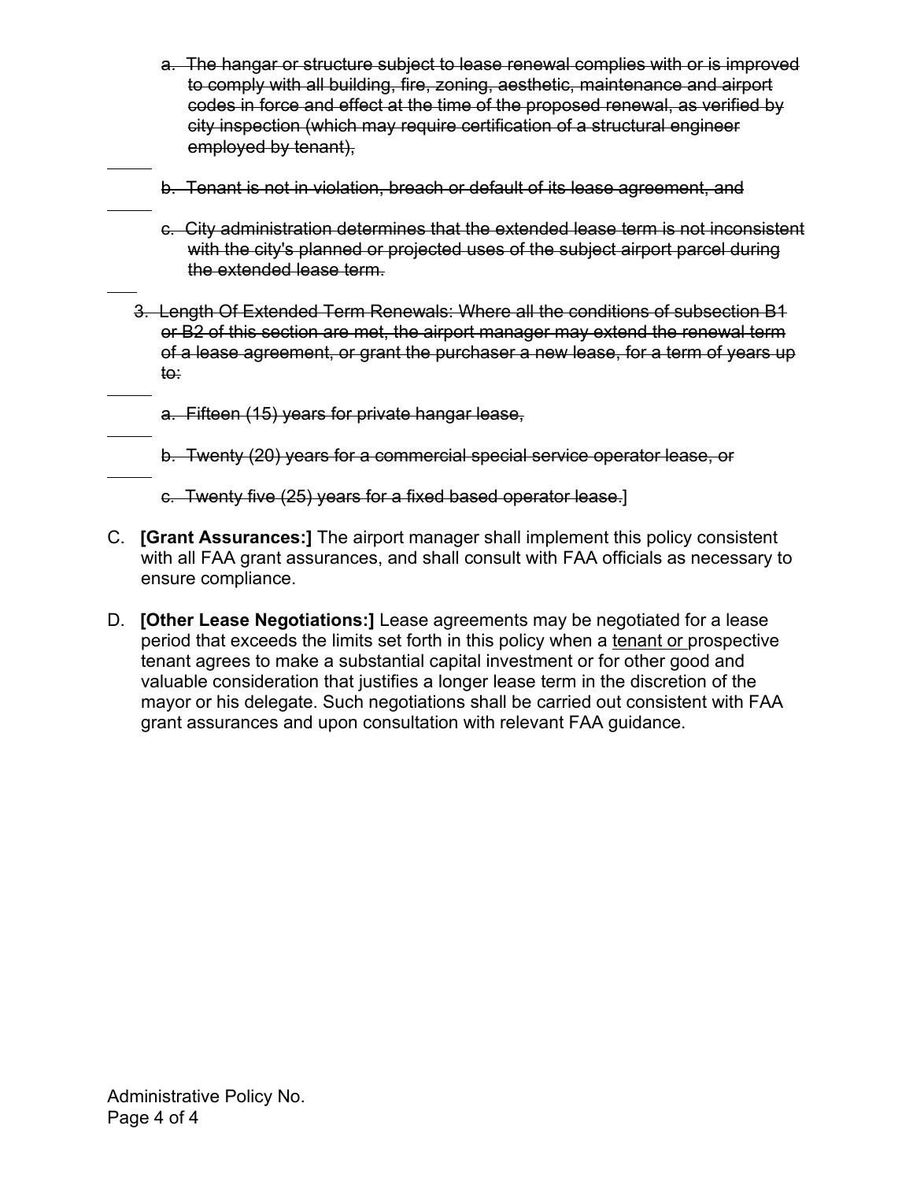a. ~~The hangar or structure subject to lease renewal complies with or is improved to comply with all building, fire, zoning, aesthetic, maintenance and airport codes in force and effect at the time of the proposed renewal, as verified by city inspection (which may require certification of a structural engineer employed by tenant),~~

b. ~~Tenant is not in violation, breach or default of its lease agreement, and~~

c. ~~City administration determines that the extended lease term is not inconsistent with the city's planned or projected uses of the subject airport parcel during the extended lease term.~~

3. ~~Length Of Extended Term Renewals: Where all the conditions of subsection B1 or B2 of this section are met, the airport manager may extend the renewal term of a lease agreement, or grant the purchaser a new lease, for a term of years up to:~~

a. ~~Fifteen (15) years for private hangar lease,~~

b. ~~Twenty (20) years for a commercial special service operator lease, or~~

c. ~~Twenty five (25) years for a fixed based operator lease.~~]

C. **[Grant Assurances:]** The airport manager shall implement this policy consistent with all FAA grant assurances, and shall consult with FAA officials as necessary to ensure compliance.

D. **[Other Lease Negotiations:]** Lease agreements may be negotiated for a lease period that exceeds the limits set forth in this policy when a <u>tenant or</u> prospective tenant agrees to make a substantial capital investment or for other good and valuable consideration that justifies a longer lease term in the discretion of the mayor or his delegate. Such negotiations shall be carried out consistent with FAA grant assurances and upon consultation with relevant FAA guidance.